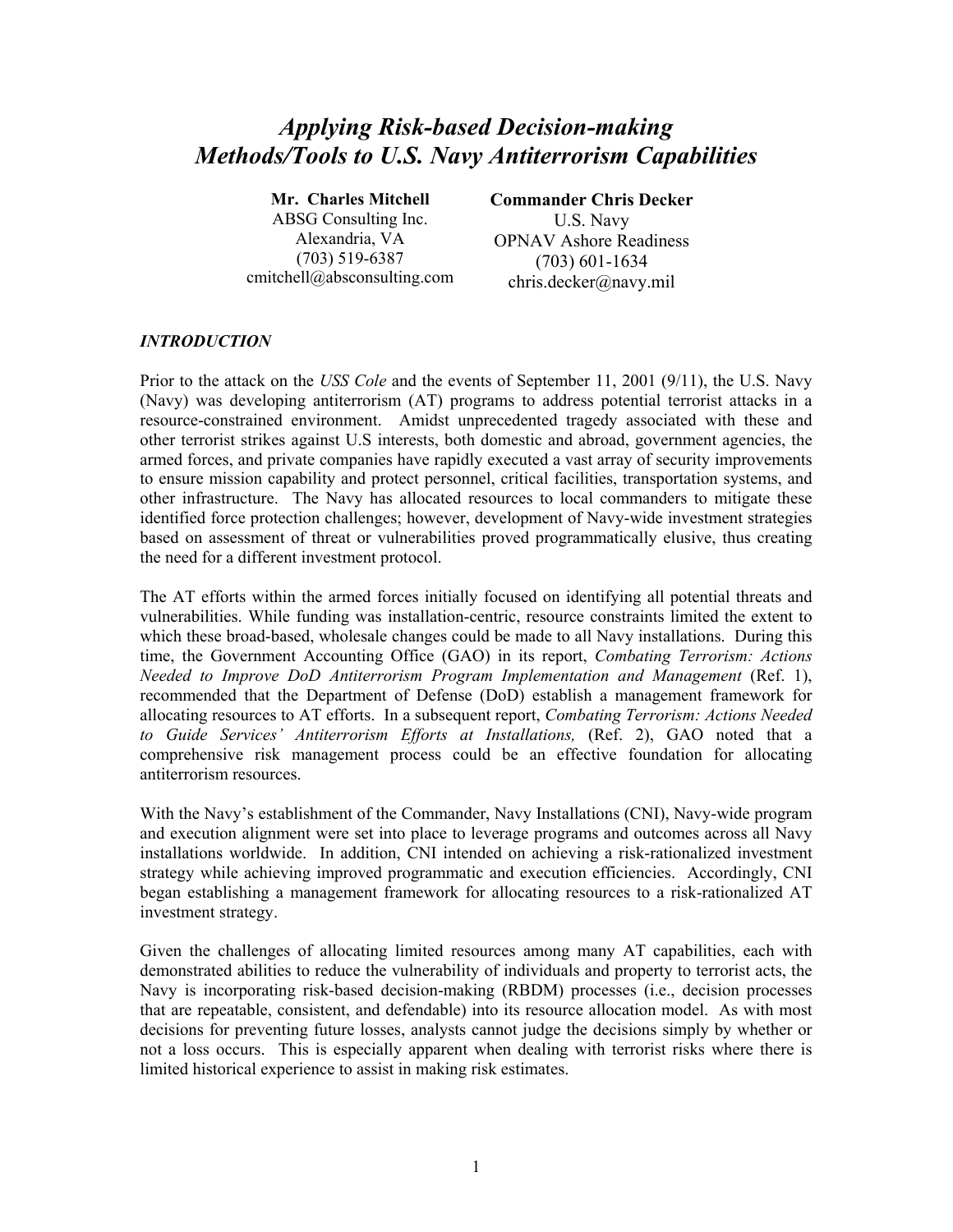# *Applying Risk-based Decision-making Methods/Tools to U.S. Navy Antiterrorism Capabilities*

**Mr. Charles Mitchell**
ABSG Consulting Inc.
Alexandria, VA
(703) 519-6387
cmitchell@absconsulting.com

**Commander Chris Decker**
U.S. Navy
OPNAV Ashore Readiness
(703) 601-1634
chris.decker@navy.mil

### *INTRODUCTION*

Prior to the attack on the *USS Cole* and the events of September 11, 2001 (9/11), the U.S. Navy (Navy) was developing antiterrorism (AT) programs to address potential terrorist attacks in a resource-constrained environment. Amidst unprecedented tragedy associated with these and other terrorist strikes against U.S interests, both domestic and abroad, government agencies, the armed forces, and private companies have rapidly executed a vast array of security improvements to ensure mission capability and protect personnel, critical facilities, transportation systems, and other infrastructure. The Navy has allocated resources to local commanders to mitigate these identified force protection challenges; however, development of Navy-wide investment strategies based on assessment of threat or vulnerabilities proved programmatically elusive, thus creating the need for a different investment protocol.

The AT efforts within the armed forces initially focused on identifying all potential threats and vulnerabilities. While funding was installation-centric, resource constraints limited the extent to which these broad-based, wholesale changes could be made to all Navy installations. During this time, the Government Accounting Office (GAO) in its report, *Combating Terrorism: Actions Needed to Improve DoD Antiterrorism Program Implementation and Management* (Ref. 1), recommended that the Department of Defense (DoD) establish a management framework for allocating resources to AT efforts. In a subsequent report, *Combating Terrorism: Actions Needed to Guide Services' Antiterrorism Efforts at Installations,* (Ref. 2), GAO noted that a comprehensive risk management process could be an effective foundation for allocating antiterrorism resources.

With the Navy's establishment of the Commander, Navy Installations (CNI), Navy-wide program and execution alignment were set into place to leverage programs and outcomes across all Navy installations worldwide. In addition, CNI intended on achieving a risk-rationalized investment strategy while achieving improved programmatic and execution efficiencies. Accordingly, CNI began establishing a management framework for allocating resources to a risk-rationalized AT investment strategy.

Given the challenges of allocating limited resources among many AT capabilities, each with demonstrated abilities to reduce the vulnerability of individuals and property to terrorist acts, the Navy is incorporating risk-based decision-making (RBDM) processes (i.e., decision processes that are repeatable, consistent, and defendable) into its resource allocation model. As with most decisions for preventing future losses, analysts cannot judge the decisions simply by whether or not a loss occurs. This is especially apparent when dealing with terrorist risks where there is limited historical experience to assist in making risk estimates.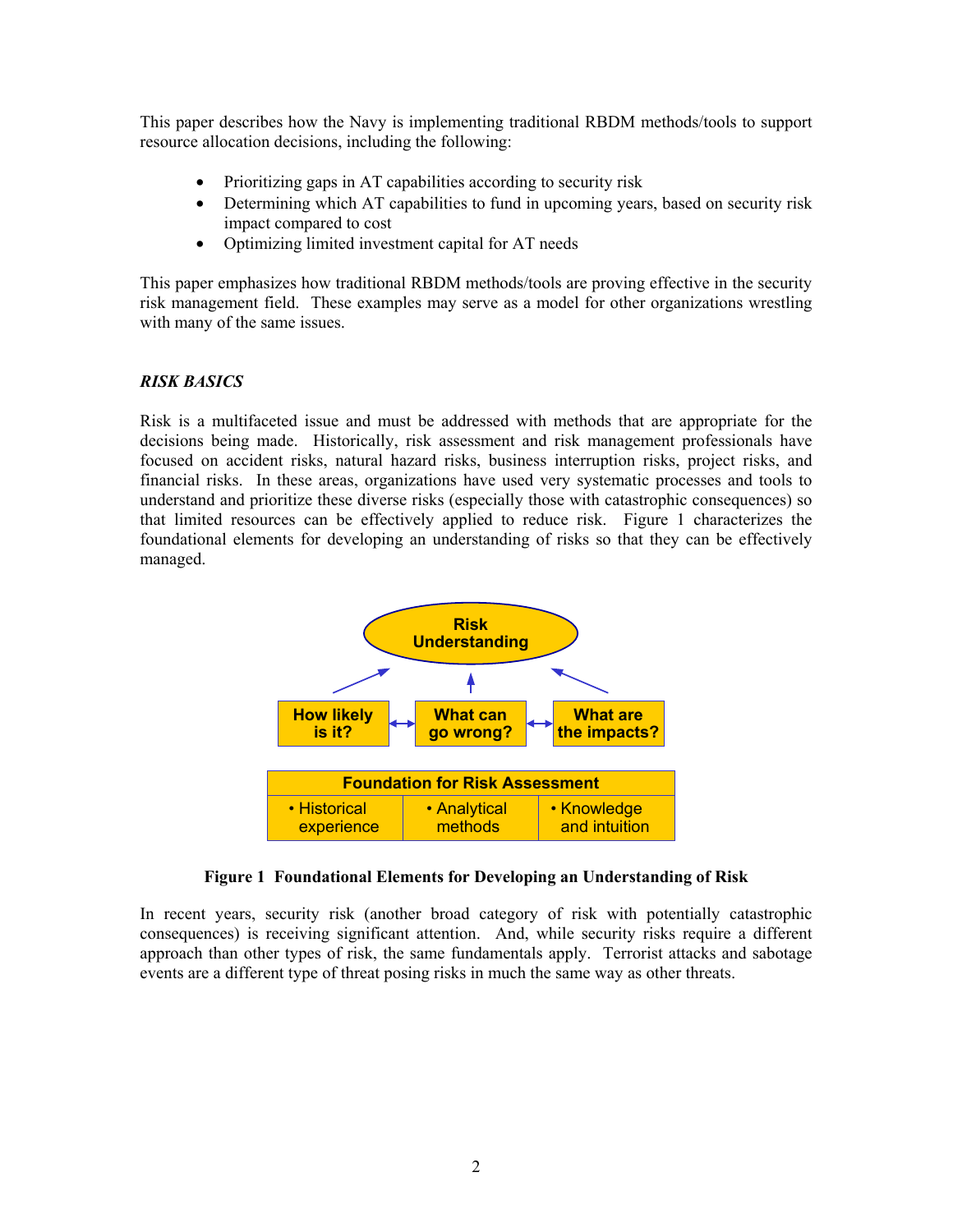This paper describes how the Navy is implementing traditional RBDM methods/tools to support resource allocation decisions, including the following:

- Prioritizing gaps in AT capabilities according to security risk
- Determining which AT capabilities to fund in upcoming years, based on security risk impact compared to cost
- Optimizing limited investment capital for AT needs

This paper emphasizes how traditional RBDM methods/tools are proving effective in the security risk management field. These examples may serve as a model for other organizations wrestling with many of the same issues.

### *RISK BASICS*

Risk is a multifaceted issue and must be addressed with methods that are appropriate for the decisions being made. Historically, risk assessment and risk management professionals have focused on accident risks, natural hazard risks, business interruption risks, project risks, and financial risks. In these areas, organizations have used very systematic processes and tools to understand and prioritize these diverse risks (especially those with catastrophic consequences) so that limited resources can be effectively applied to reduce risk. Figure 1 characterizes the foundational elements for developing an understanding of risks so that they can be effectively managed.

**Risk Understanding**

How likely is it? ↔ What can go wrong? ↔ What are the impacts?

| Foundation for Risk Assessment | | |
|---|---|---|
| • Historical experience | • Analytical methods | • Knowledge and intuition |

**Figure 1 Foundational Elements for Developing an Understanding of Risk**

In recent years, security risk (another broad category of risk with potentially catastrophic consequences) is receiving significant attention. And, while security risks require a different approach than other types of risk, the same fundamentals apply. Terrorist attacks and sabotage events are a different type of threat posing risks in much the same way as other threats.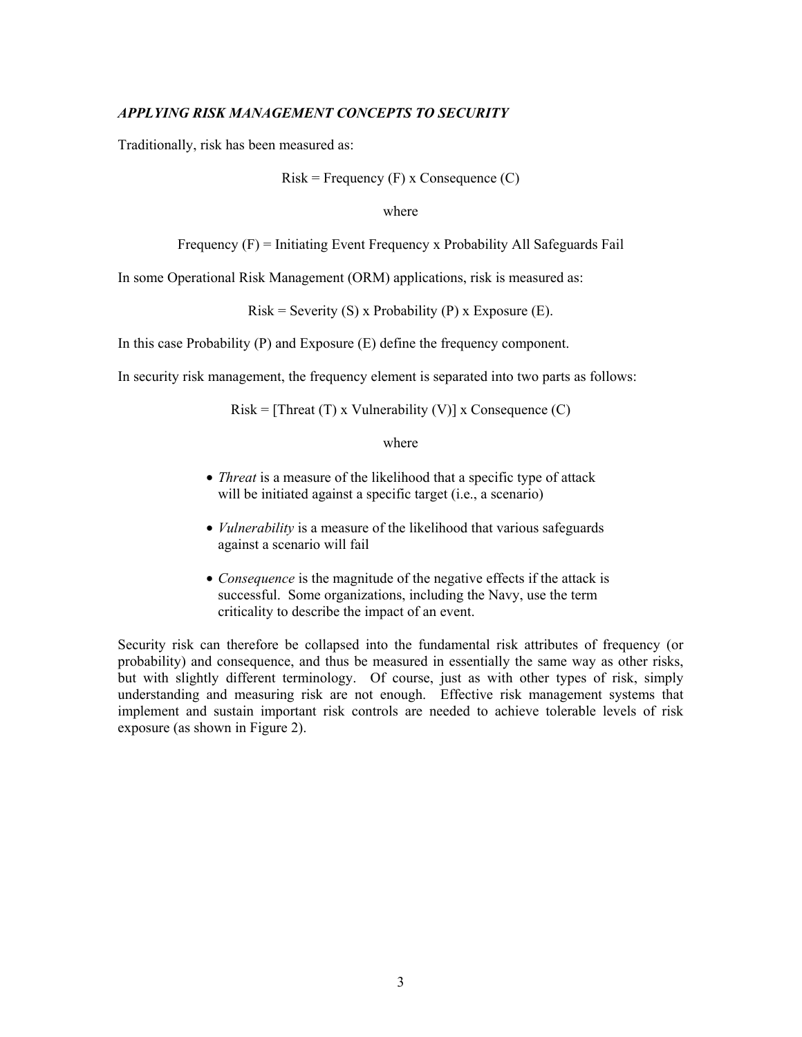### *APPLYING RISK MANAGEMENT CONCEPTS TO SECURITY*

Traditionally, risk has been measured as:

Risk = Frequency (F) x Consequence (C)

where

Frequency (F) = Initiating Event Frequency x Probability All Safeguards Fail

In some Operational Risk Management (ORM) applications, risk is measured as:

Risk = Severity (S) x Probability (P) x Exposure (E).

In this case Probability (P) and Exposure (E) define the frequency component.

In security risk management, the frequency element is separated into two parts as follows:

Risk = [Threat (T) x Vulnerability (V)] x Consequence (C)

where

- *Threat* is a measure of the likelihood that a specific type of attack will be initiated against a specific target (i.e., a scenario)
- *Vulnerability* is a measure of the likelihood that various safeguards against a scenario will fail
- *Consequence* is the magnitude of the negative effects if the attack is successful. Some organizations, including the Navy, use the term criticality to describe the impact of an event.

Security risk can therefore be collapsed into the fundamental risk attributes of frequency (or probability) and consequence, and thus be measured in essentially the same way as other risks, but with slightly different terminology. Of course, just as with other types of risk, simply understanding and measuring risk are not enough. Effective risk management systems that implement and sustain important risk controls are needed to achieve tolerable levels of risk exposure (as shown in Figure 2).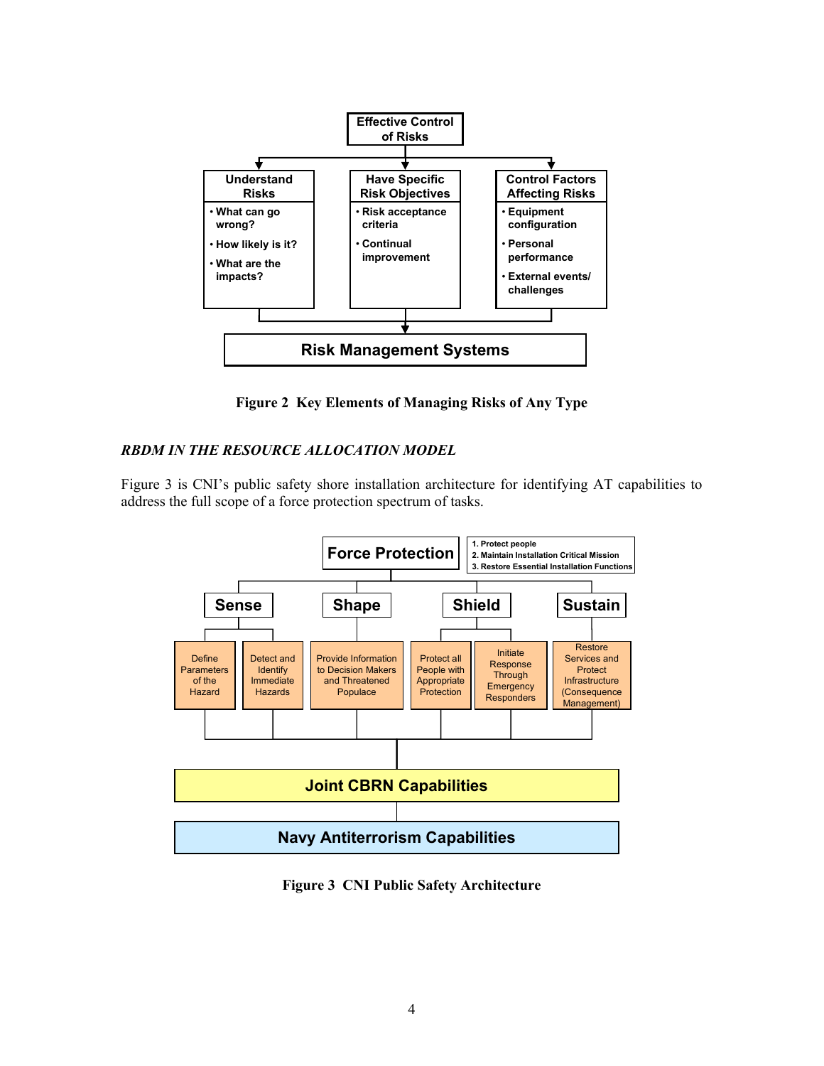Effective Control of Risks

**Understand Risks**
- What can go wrong?
- How likely is it?
- What are the impacts?

**Have Specific Risk Objectives**
- Risk acceptance criteria
- Continual improvement

**Control Factors Affecting Risks**
- Equipment configuration
- Personal performance
- External events/ challenges

**Risk Management Systems**

**Figure 2 Key Elements of Managing Risks of Any Type**

### *RBDM IN THE RESOURCE ALLOCATION MODEL*

Figure 3 is CNI's public safety shore installation architecture for identifying AT capabilities to address the full scope of a force protection spectrum of tasks.

**Force Protection**

1. Protect people
2. Maintain Installation Critical Mission
3. Restore Essential Installation Functions

**Sense**
- Define Parameters of the Hazard
- Detect and Identify Immediate Hazards

**Shape**
- Provide Information to Decision Makers and Threatened Populace

**Shield**
- Protect all People with Appropriate Protection
- Initiate Response Through Emergency Responders

**Sustain**
- Restore Services and Protect Infrastructure (Consequence Management)

**Joint CBRN Capabilities**

**Navy Antiterrorism Capabilities**

**Figure 3 CNI Public Safety Architecture**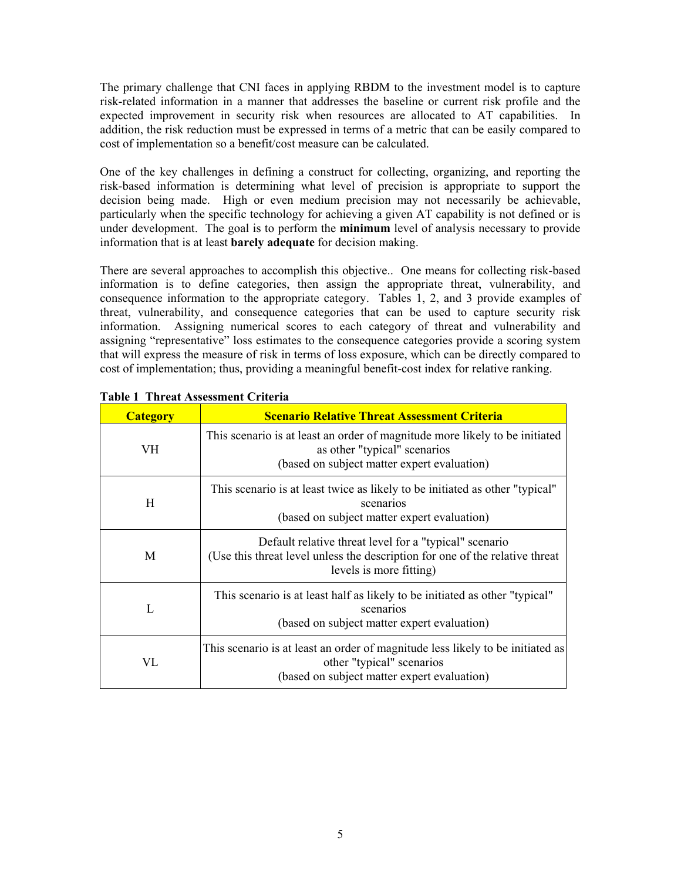The primary challenge that CNI faces in applying RBDM to the investment model is to capture risk-related information in a manner that addresses the baseline or current risk profile and the expected improvement in security risk when resources are allocated to AT capabilities. In addition, the risk reduction must be expressed in terms of a metric that can be easily compared to cost of implementation so a benefit/cost measure can be calculated.

One of the key challenges in defining a construct for collecting, organizing, and reporting the risk-based information is determining what level of precision is appropriate to support the decision being made. High or even medium precision may not necessarily be achievable, particularly when the specific technology for achieving a given AT capability is not defined or is under development. The goal is to perform the **minimum** level of analysis necessary to provide information that is at least **barely adequate** for decision making.

There are several approaches to accomplish this objective.. One means for collecting risk-based information is to define categories, then assign the appropriate threat, vulnerability, and consequence information to the appropriate category. Tables 1, 2, and 3 provide examples of threat, vulnerability, and consequence categories that can be used to capture security risk information. Assigning numerical scores to each category of threat and vulnerability and assigning "representative" loss estimates to the consequence categories provide a scoring system that will express the measure of risk in terms of loss exposure, which can be directly compared to cost of implementation; thus, providing a meaningful benefit-cost index for relative ranking.

**Table 1 Threat Assessment Criteria**

| Category | Scenario Relative Threat Assessment Criteria |
| --- | --- |
| VH | This scenario is at least an order of magnitude more likely to be initiated as other "typical" scenarios (based on subject matter expert evaluation) |
| H | This scenario is at least twice as likely to be initiated as other "typical" scenarios (based on subject matter expert evaluation) |
| M | Default relative threat level for a "typical" scenario (Use this threat level unless the description for one of the relative threat levels is more fitting) |
| L | This scenario is at least half as likely to be initiated as other "typical" scenarios (based on subject matter expert evaluation) |
| VL | This scenario is at least an order of magnitude less likely to be initiated as other "typical" scenarios (based on subject matter expert evaluation) |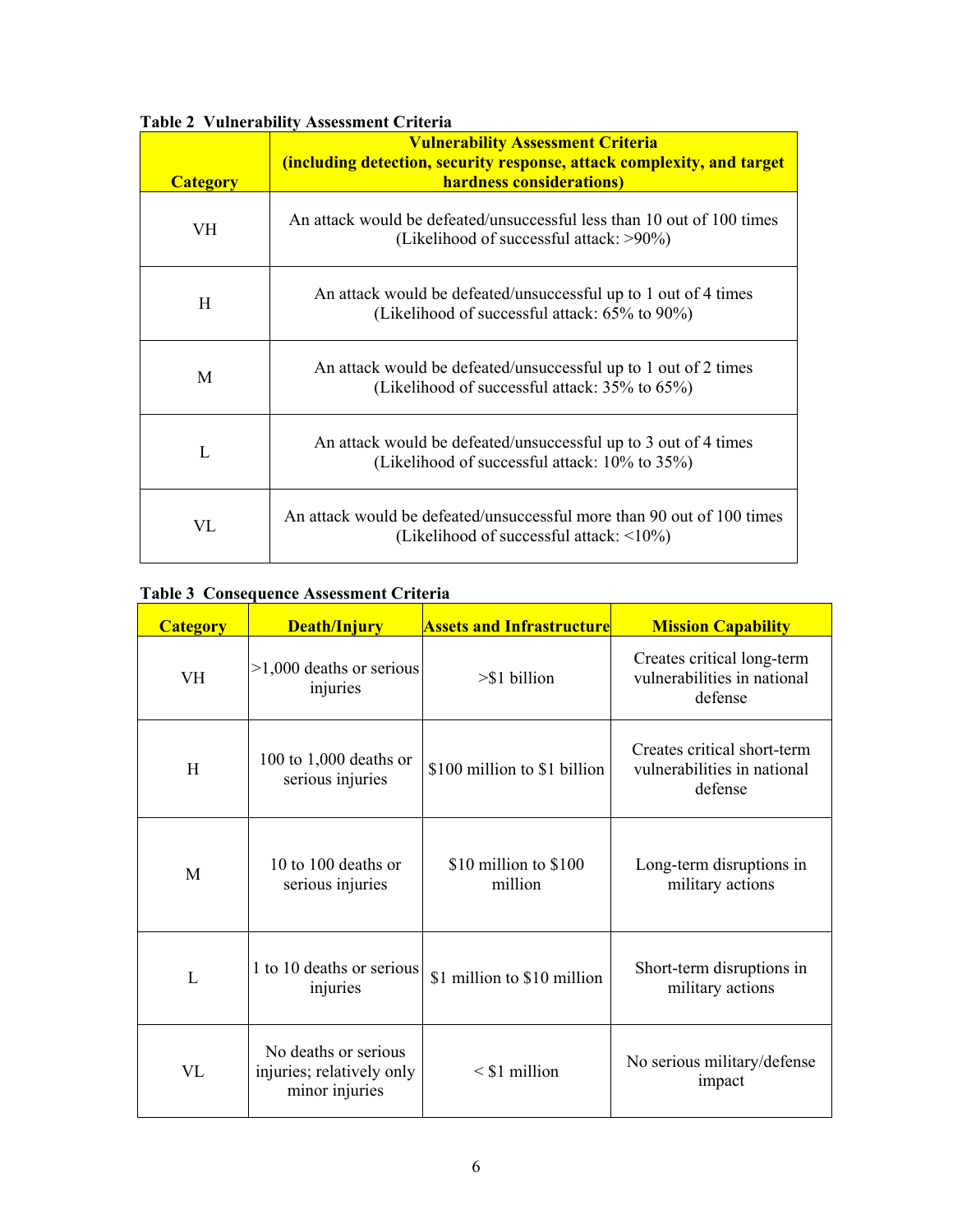**Table 2 Vulnerability Assessment Criteria**

| Category | Vulnerability Assessment Criteria (including detection, security response, attack complexity, and target hardness considerations) |
|---|---|
| VH | An attack would be defeated/unsuccessful less than 10 out of 100 times (Likelihood of successful attack: >90%) |
| H | An attack would be defeated/unsuccessful up to 1 out of 4 times (Likelihood of successful attack: 65% to 90%) |
| M | An attack would be defeated/unsuccessful up to 1 out of 2 times (Likelihood of successful attack: 35% to 65%) |
| L | An attack would be defeated/unsuccessful up to 3 out of 4 times (Likelihood of successful attack: 10% to 35%) |
| VL | An attack would be defeated/unsuccessful more than 90 out of 100 times (Likelihood of successful attack: <10%) |

**Table 3 Consequence Assessment Criteria**

| Category | Death/Injury | Assets and Infrastructure | Mission Capability |
|---|---|---|---|
| VH | >1,000 deaths or serious injuries | >$1 billion | Creates critical long-term vulnerabilities in national defense |
| H | 100 to 1,000 deaths or serious injuries | $100 million to $1 billion | Creates critical short-term vulnerabilities in national defense |
| M | 10 to 100 deaths or serious injuries | $10 million to $100 million | Long-term disruptions in military actions |
| L | 1 to 10 deaths or serious injuries | $1 million to $10 million | Short-term disruptions in military actions |
| VL | No deaths or serious injuries; relatively only minor injuries | < $1 million | No serious military/defense impact |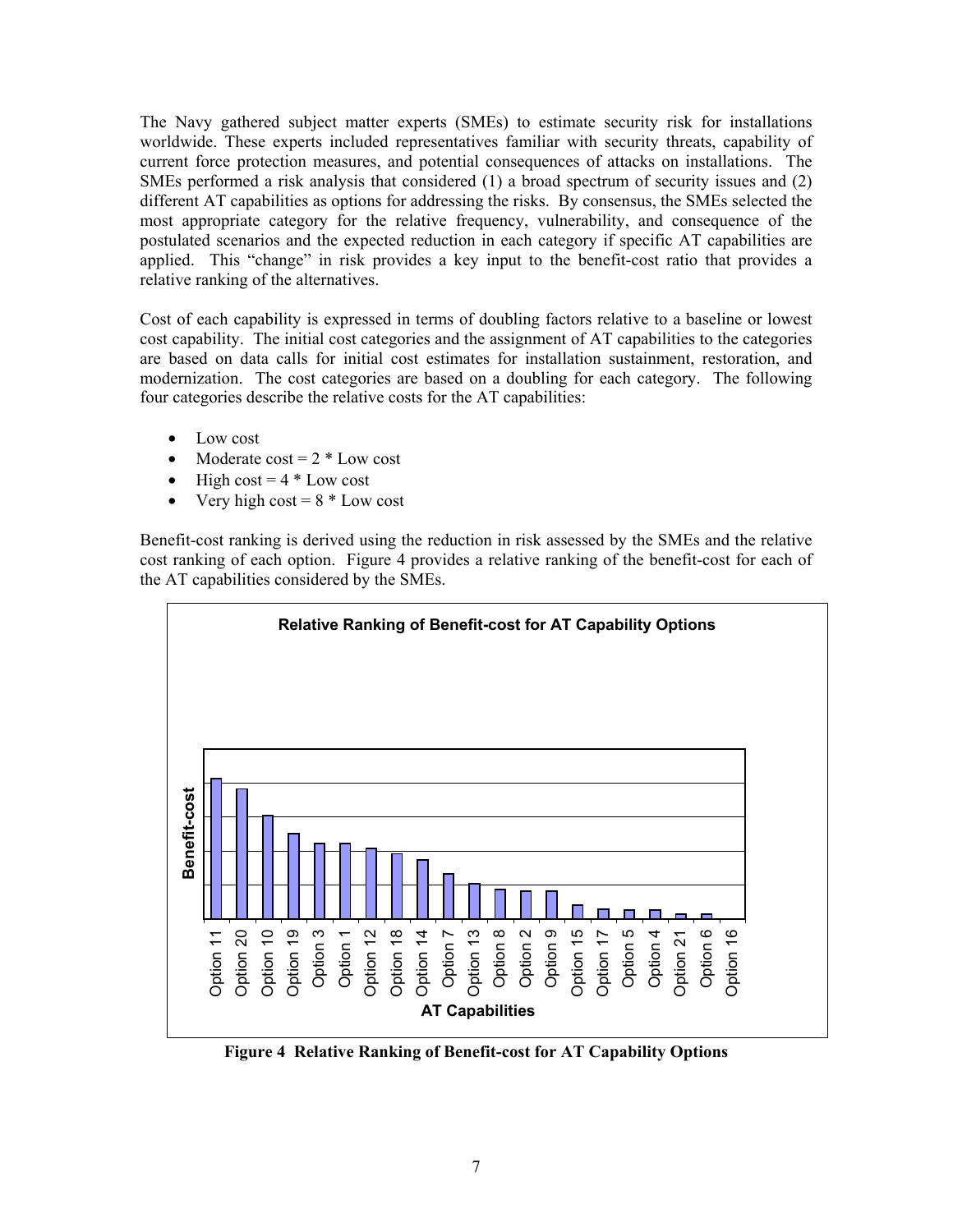The Navy gathered subject matter experts (SMEs) to estimate security risk for installations worldwide. These experts included representatives familiar with security threats, capability of current force protection measures, and potential consequences of attacks on installations. The SMEs performed a risk analysis that considered (1) a broad spectrum of security issues and (2) different AT capabilities as options for addressing the risks. By consensus, the SMEs selected the most appropriate category for the relative frequency, vulnerability, and consequence of the postulated scenarios and the expected reduction in each category if specific AT capabilities are applied. This "change" in risk provides a key input to the benefit-cost ratio that provides a relative ranking of the alternatives.

Cost of each capability is expressed in terms of doubling factors relative to a baseline or lowest cost capability. The initial cost categories and the assignment of AT capabilities to the categories are based on data calls for initial cost estimates for installation sustainment, restoration, and modernization. The cost categories are based on a doubling for each category. The following four categories describe the relative costs for the AT capabilities:

- Low cost
- Moderate cost = 2 * Low cost
- High cost = 4 * Low cost
- Very high cost = 8 * Low cost

Benefit-cost ranking is derived using the reduction in risk assessed by the SMEs and the relative cost ranking of each option. Figure 4 provides a relative ranking of the benefit-cost for each of the AT capabilities considered by the SMEs.

**Relative Ranking of Benefit-cost for AT Capability Options**

Benefit-cost

Option 11, Option 20, Option 10, Option 19, Option 3, Option 1, Option 12, Option 18, Option 14, Option 7, Option 13, Option 8, Option 2, Option 9, Option 15, Option 17, Option 5, Option 4, Option 21, Option 6, Option 16

AT Capabilities

**Figure 4 Relative Ranking of Benefit-cost for AT Capability Options**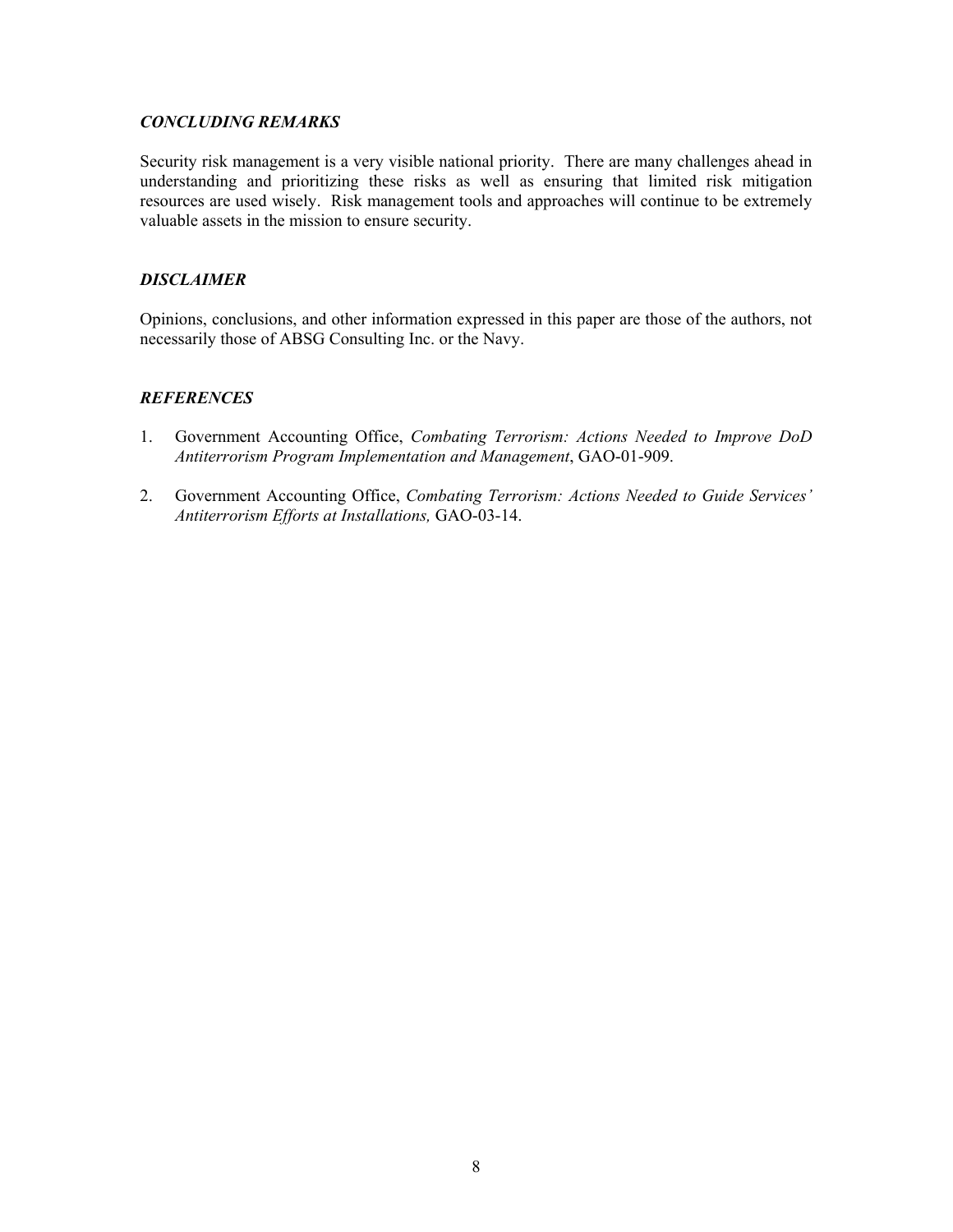### *CONCLUDING REMARKS*

Security risk management is a very visible national priority. There are many challenges ahead in understanding and prioritizing these risks as well as ensuring that limited risk mitigation resources are used wisely. Risk management tools and approaches will continue to be extremely valuable assets in the mission to ensure security.

### *DISCLAIMER*

Opinions, conclusions, and other information expressed in this paper are those of the authors, not necessarily those of ABSG Consulting Inc. or the Navy.

### *REFERENCES*

1. Government Accounting Office, *Combating Terrorism: Actions Needed to Improve DoD Antiterrorism Program Implementation and Management*, GAO-01-909.
2. Government Accounting Office, *Combating Terrorism: Actions Needed to Guide Services' Antiterrorism Efforts at Installations,* GAO-03-14.